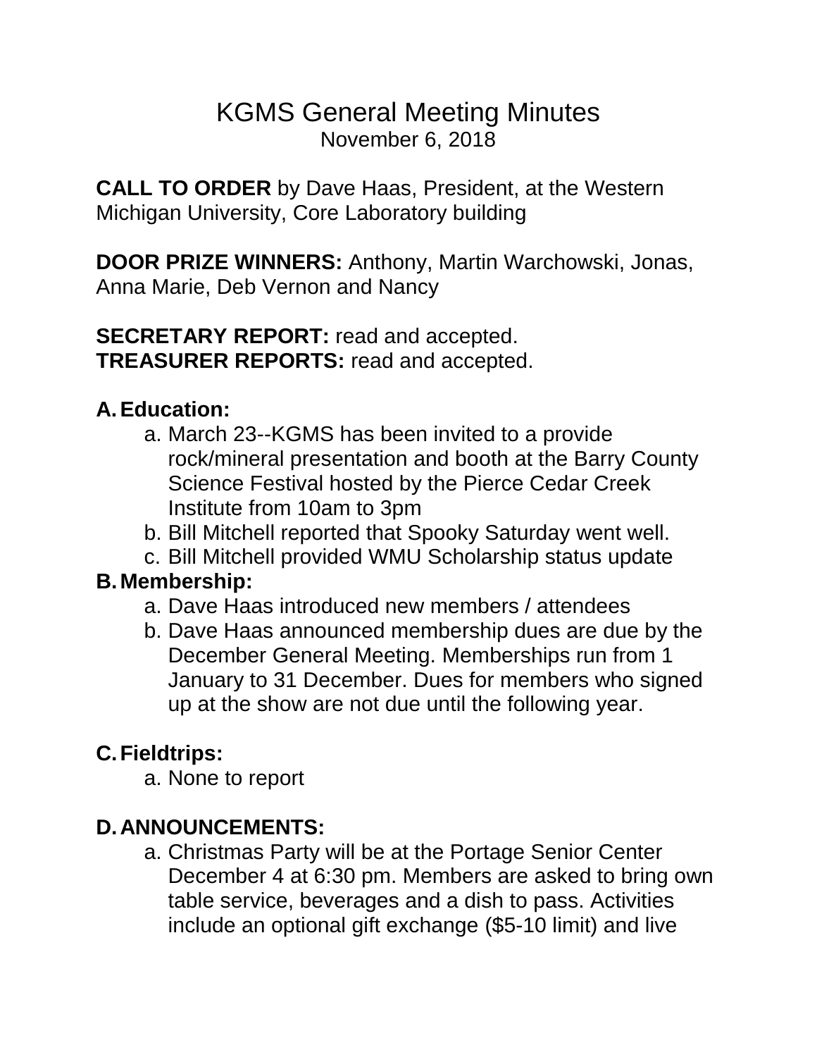# KGMS General Meeting Minutes

November 6, 2018

**CALL TO ORDER** by Dave Haas, President, at the Western Michigan University, Core Laboratory building

**DOOR PRIZE WINNERS:** Anthony, Martin Warchowski, Jonas, Anna Marie, Deb Vernon and Nancy

**SECRETARY REPORT:** read and accepted.
**TREASURER REPORTS:** read and accepted.

**A. Education:**

a. March 23--KGMS has been invited to a provide rock/mineral presentation and booth at the Barry County Science Festival hosted by the Pierce Cedar Creek Institute from 10am to 3pm
b. Bill Mitchell reported that Spooky Saturday went well.
c. Bill Mitchell provided WMU Scholarship status update

**B. Membership:**

a. Dave Haas introduced new members / attendees
b. Dave Haas announced membership dues are due by the December General Meeting. Memberships run from 1 January to 31 December. Dues for members who signed up at the show are not due until the following year.

**C. Fieldtrips:**

a. None to report

**D. ANNOUNCEMENTS:**

a. Christmas Party will be at the Portage Senior Center December 4 at 6:30 pm. Members are asked to bring own table service, beverages and a dish to pass. Activities include an optional gift exchange ($5-10 limit) and live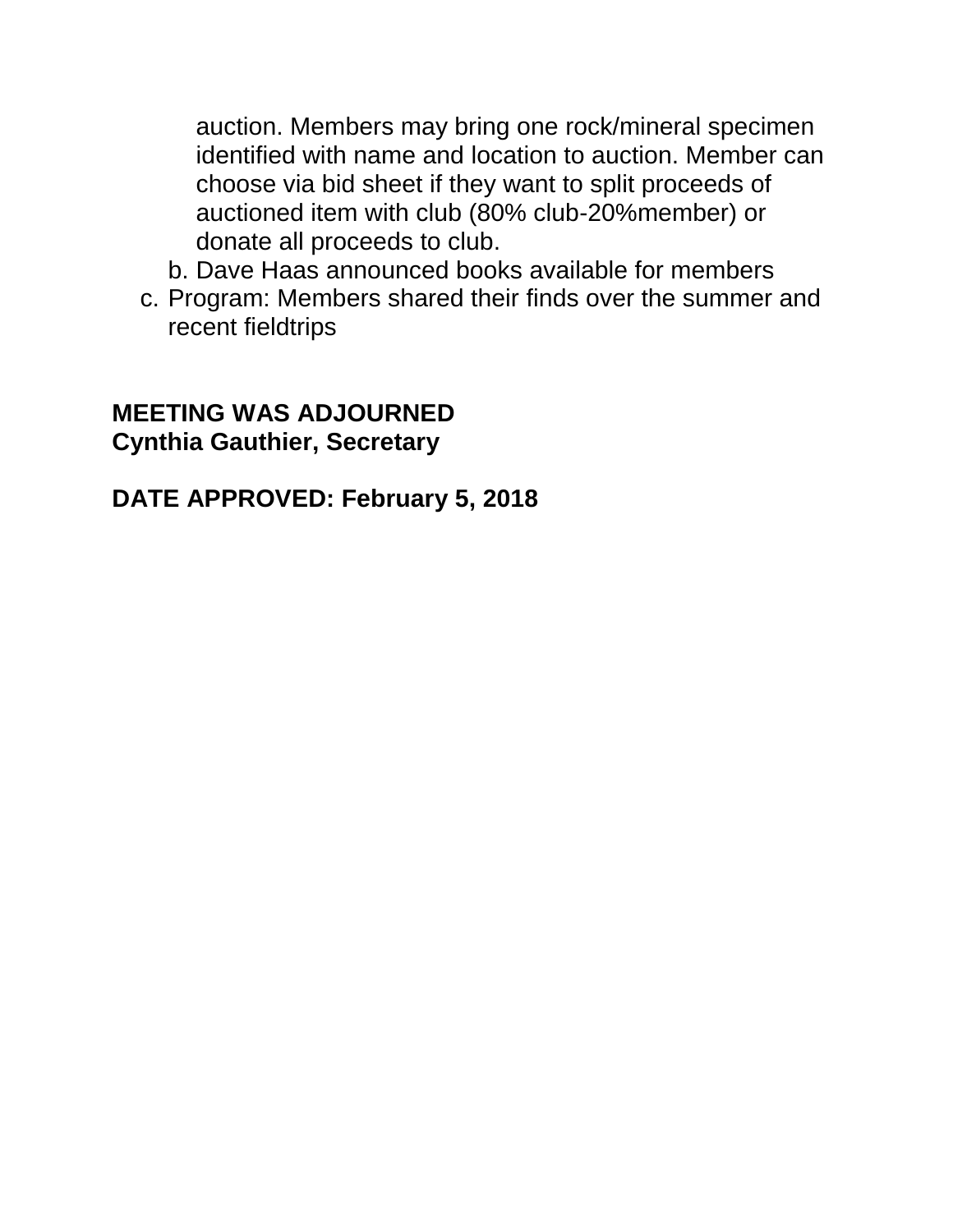auction. Members may bring one rock/mineral specimen identified with name and location to auction. Member can choose via bid sheet if they want to split proceeds of auctioned item with club (80% club-20%member) or donate all proceeds to club.

b. Dave Haas announced books available for members

c. Program: Members shared their finds over the summer and recent fieldtrips

**MEETING WAS ADJOURNED**
**Cynthia Gauthier, Secretary**

**DATE APPROVED: February 5, 2018**